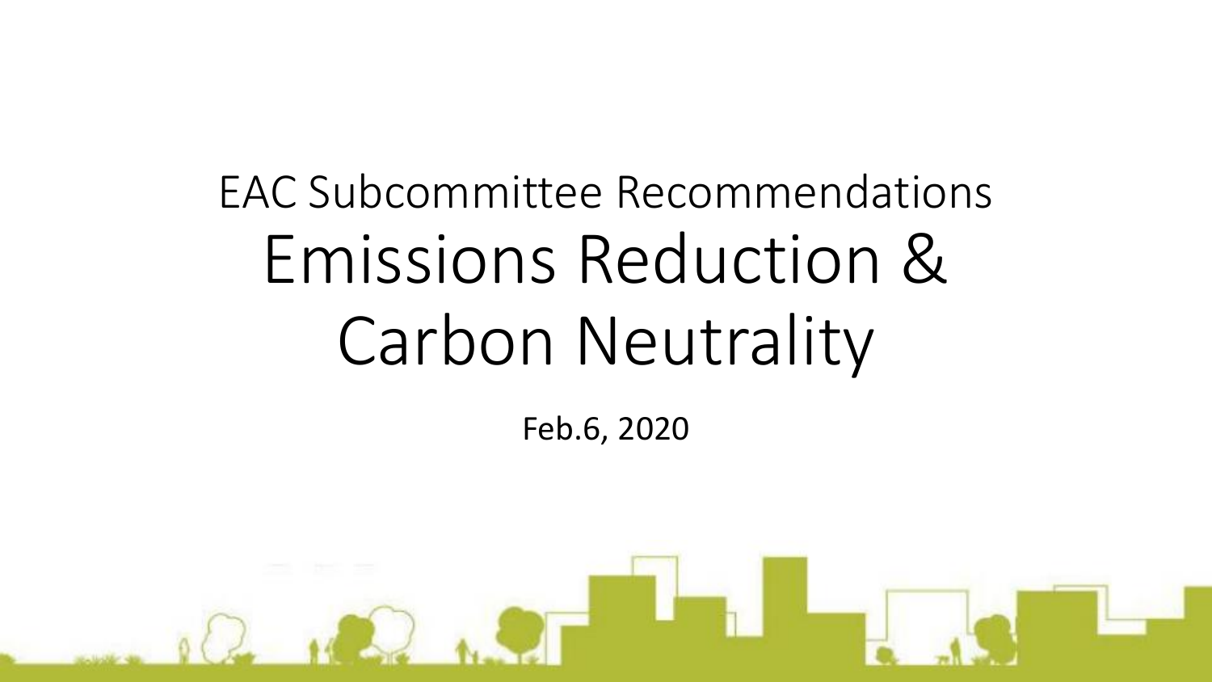EAC Subcommittee Recommendations

# Emissions Reduction & Carbon Neutrality

Feb.6, 2020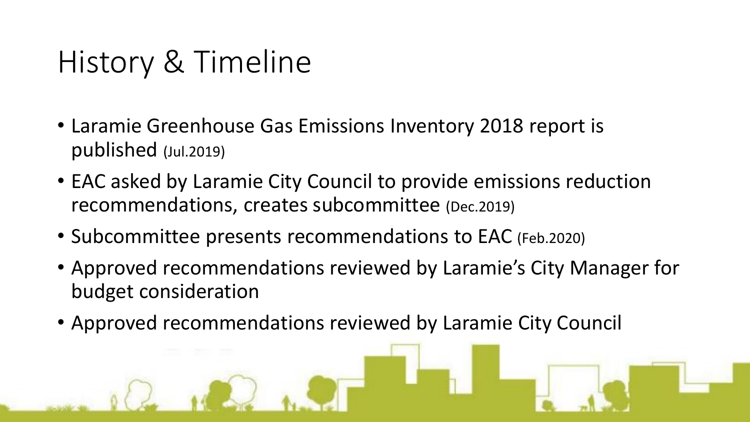# History & Timeline

- Laramie Greenhouse Gas Emissions Inventory 2018 report is published (Jul.2019)
- EAC asked by Laramie City Council to provide emissions reduction recommendations, creates subcommittee (Dec.2019)
- Subcommittee presents recommendations to EAC (Feb.2020)
- Approved recommendations reviewed by Laramie's City Manager for budget consideration
- Approved recommendations reviewed by Laramie City Council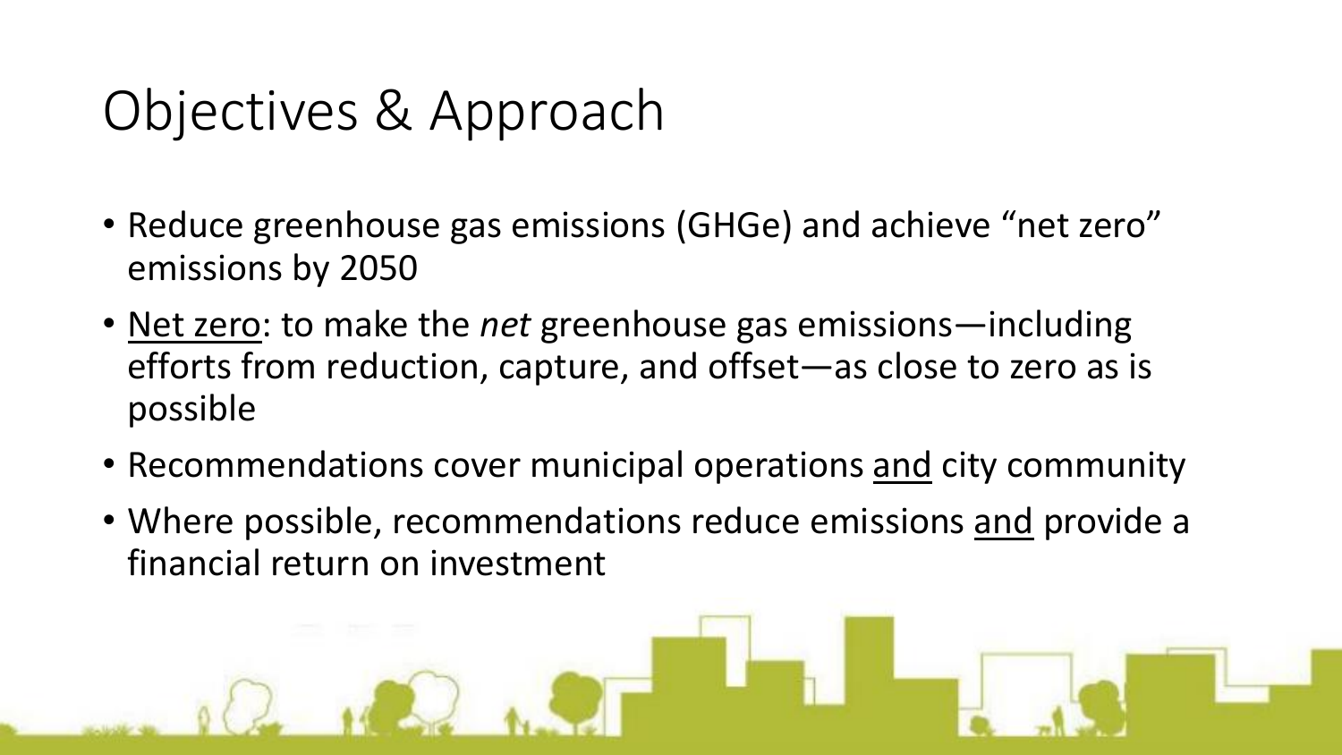# Objectives & Approach

- Reduce greenhouse gas emissions (GHGe) and achieve "net zero" emissions by 2050
- <u>Net zero</u>: to make the *net* greenhouse gas emissions—including efforts from reduction, capture, and offset—as close to zero as is possible
- Recommendations cover municipal operations <u>and</u> city community
- Where possible, recommendations reduce emissions <u>and</u> provide a financial return on investment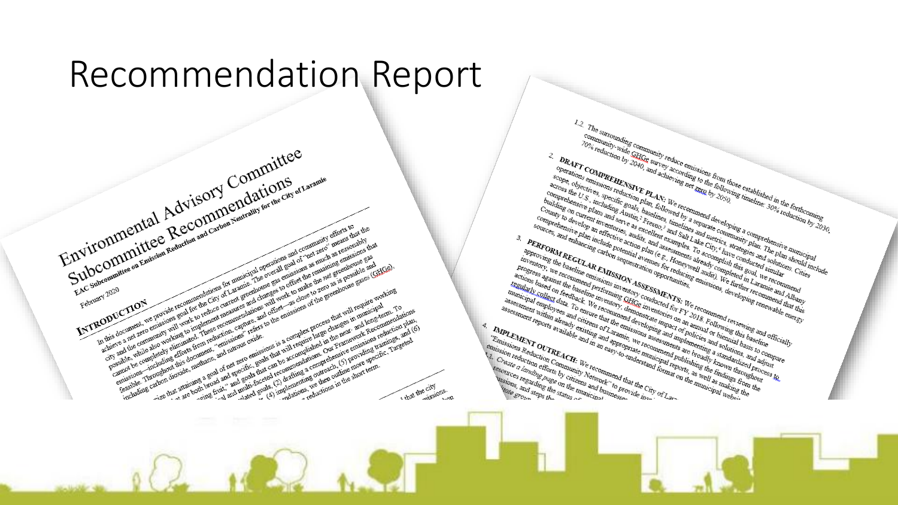# Recommendation Report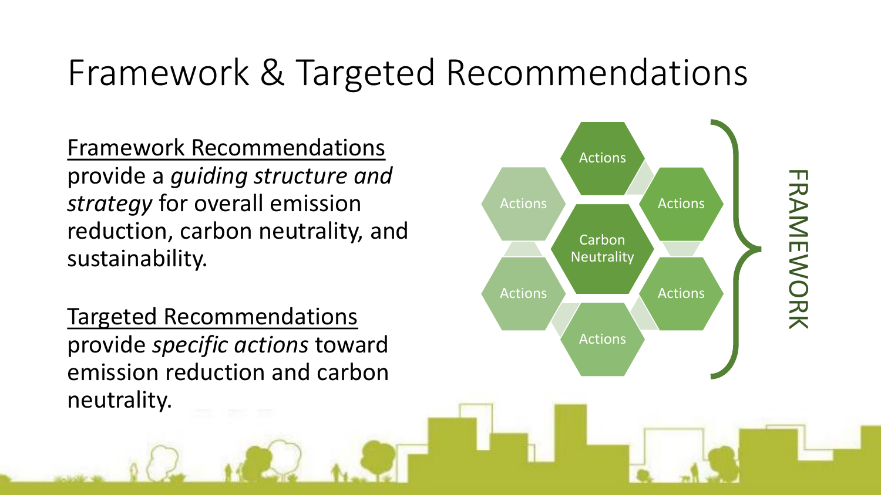# Framework & Targeted Recommendations

Framework Recommendations provide a *guiding structure and strategy* for overall emission reduction, carbon neutrality, and sustainability.

Targeted Recommendations provide *specific actions* toward emission reduction and carbon neutrality.

Actions

Actions

Actions

Carbon Neutrality

Actions

Actions

Actions

FRAMEWORK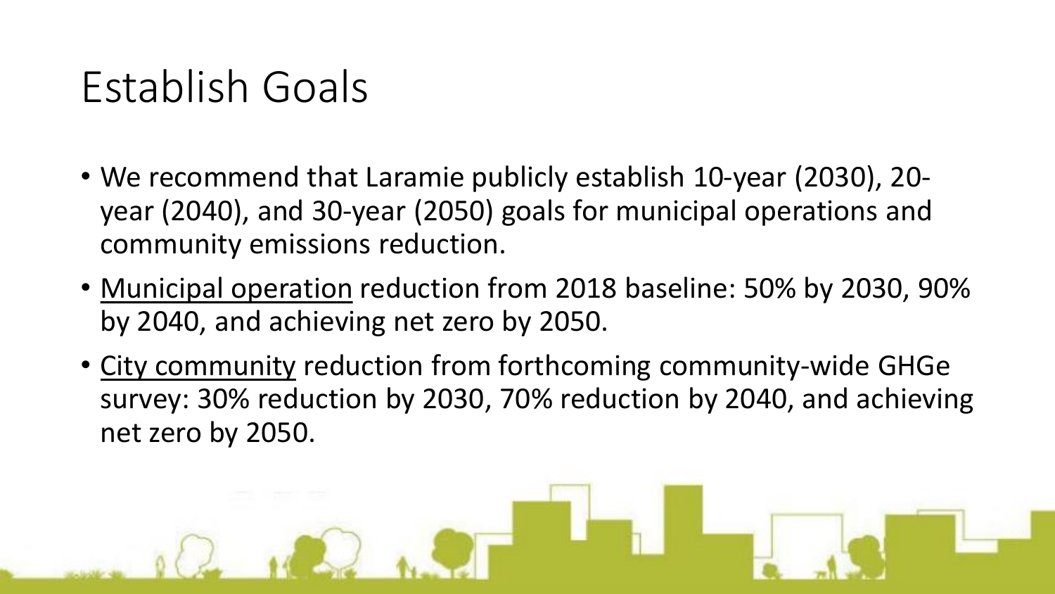# Establish Goals

- We recommend that Laramie publicly establish 10-year (2030), 20-year (2040), and 30-year (2050) goals for municipal operations and community emissions reduction.
- <u>Municipal operation</u> reduction from 2018 baseline: 50% by 2030, 90% by 2040, and achieving net zero by 2050.
- <u>City community</u> reduction from forthcoming community-wide GHGe survey: 30% reduction by 2030, 70% reduction by 2040, and achieving net zero by 2050.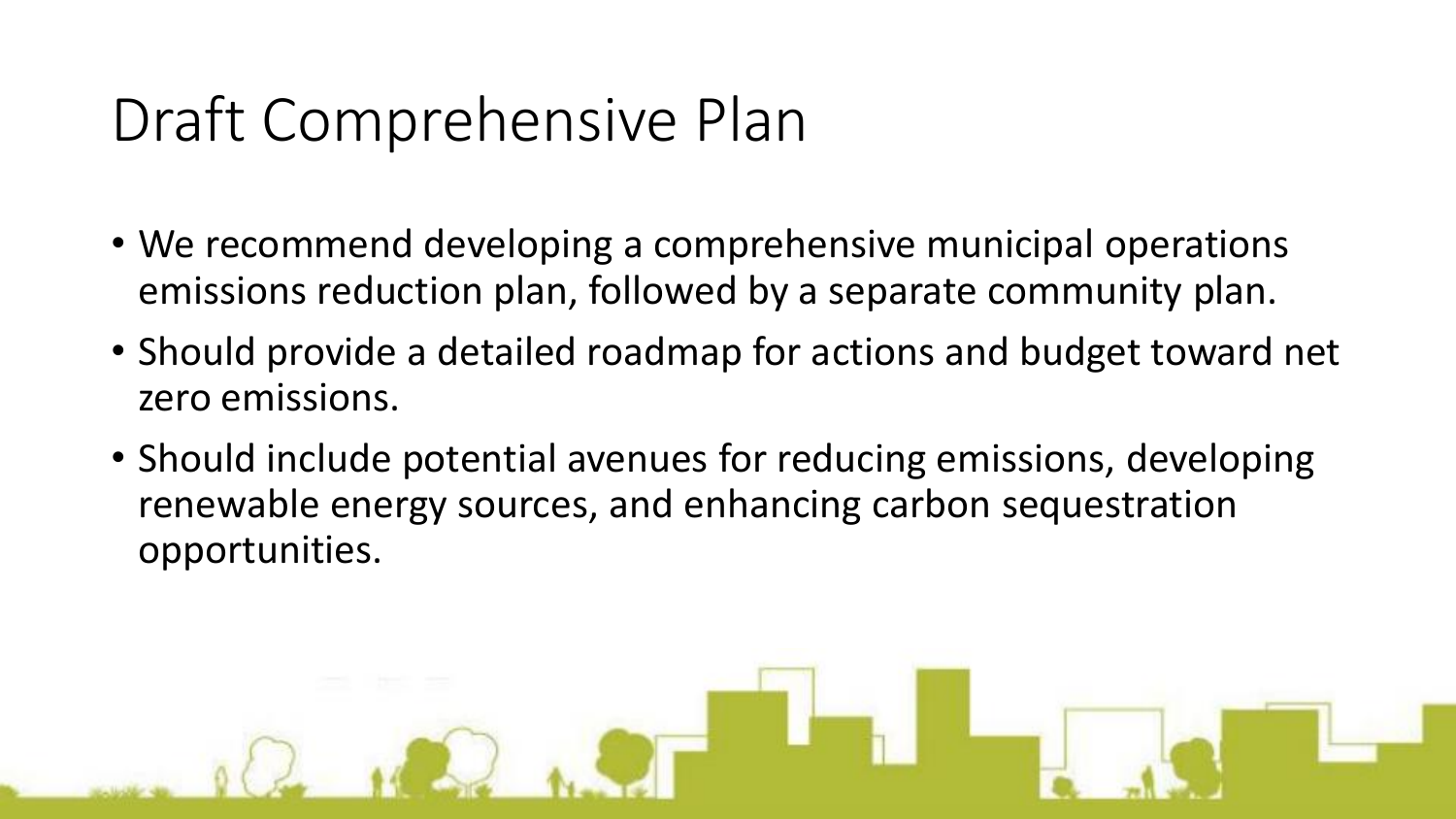# Draft Comprehensive Plan

- We recommend developing a comprehensive municipal operations emissions reduction plan, followed by a separate community plan.
- Should provide a detailed roadmap for actions and budget toward net zero emissions.
- Should include potential avenues for reducing emissions, developing renewable energy sources, and enhancing carbon sequestration opportunities.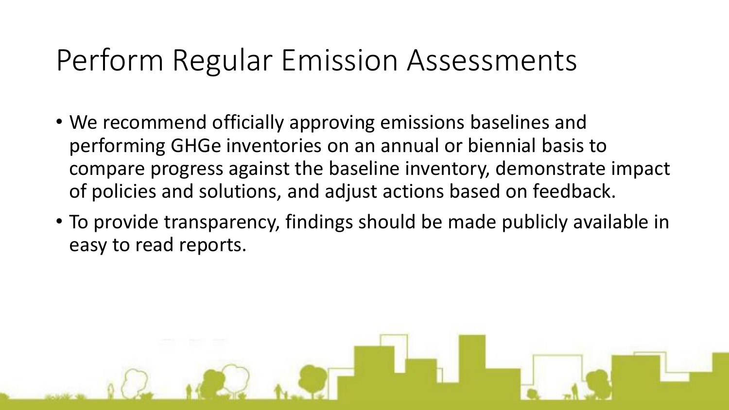# Perform Regular Emission Assessments

- We recommend officially approving emissions baselines and performing GHGe inventories on an annual or biennial basis to compare progress against the baseline inventory, demonstrate impact of policies and solutions, and adjust actions based on feedback.
- To provide transparency, findings should be made publicly available in easy to read reports.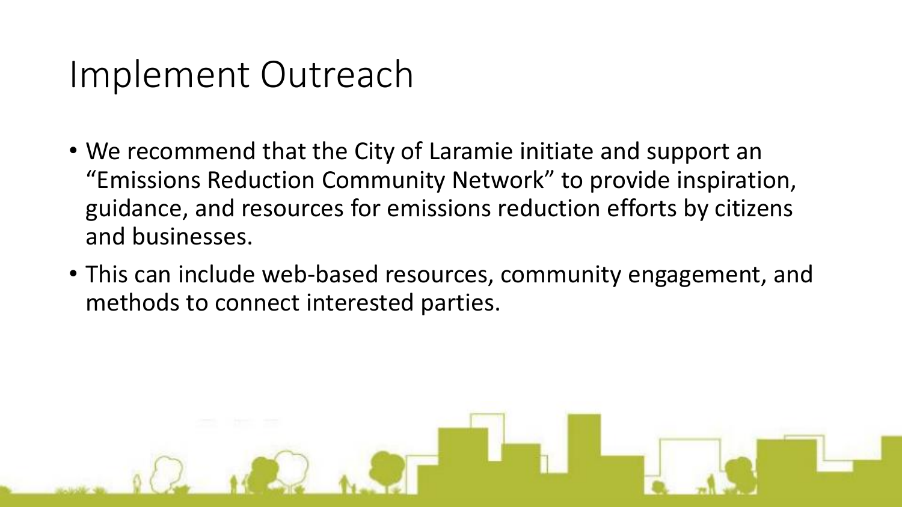# Implement Outreach

- We recommend that the City of Laramie initiate and support an "Emissions Reduction Community Network" to provide inspiration, guidance, and resources for emissions reduction efforts by citizens and businesses.
- This can include web-based resources, community engagement, and methods to connect interested parties.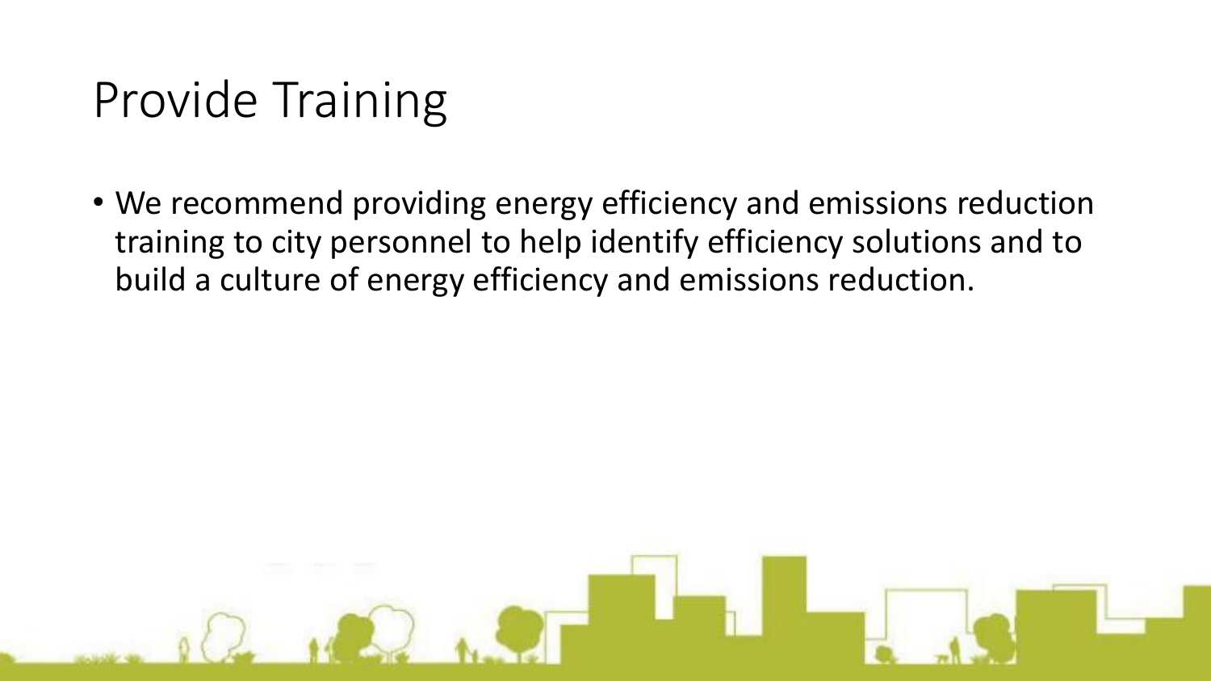# Provide Training

- We recommend providing energy efficiency and emissions reduction training to city personnel to help identify efficiency solutions and to build a culture of energy efficiency and emissions reduction.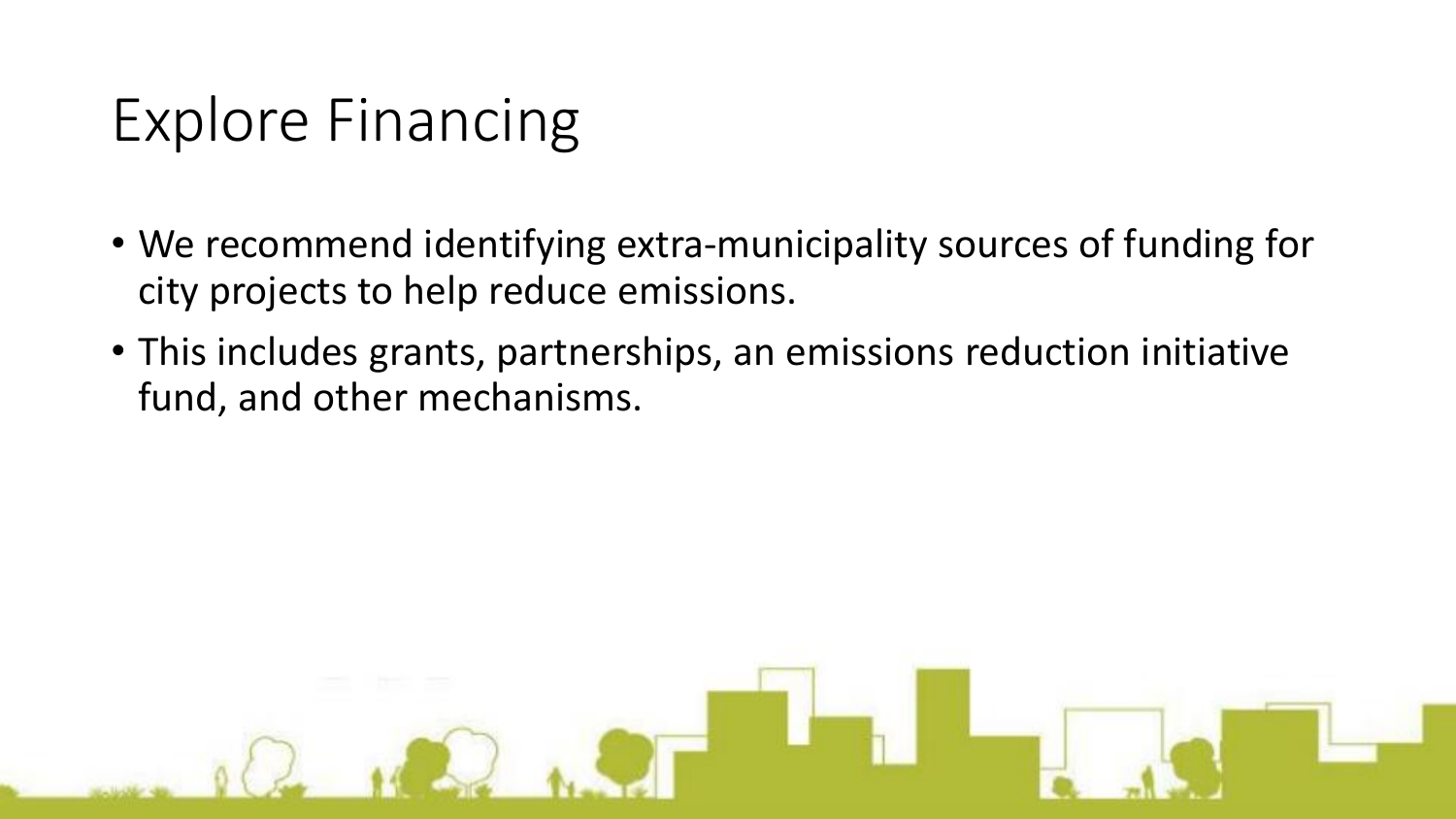# Explore Financing

- We recommend identifying extra-municipality sources of funding for city projects to help reduce emissions.
- This includes grants, partnerships, an emissions reduction initiative fund, and other mechanisms.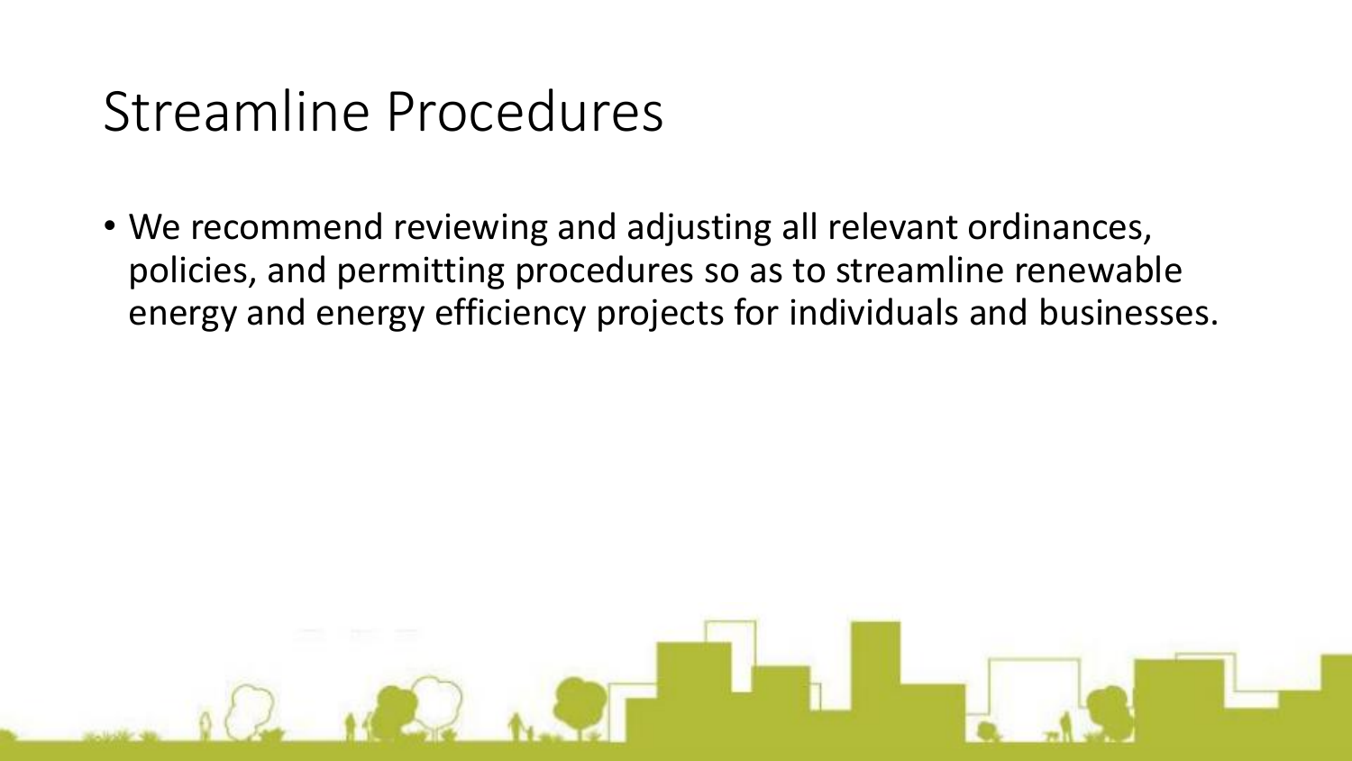# Streamline Procedures

- We recommend reviewing and adjusting all relevant ordinances, policies, and permitting procedures so as to streamline renewable energy and energy efficiency projects for individuals and businesses.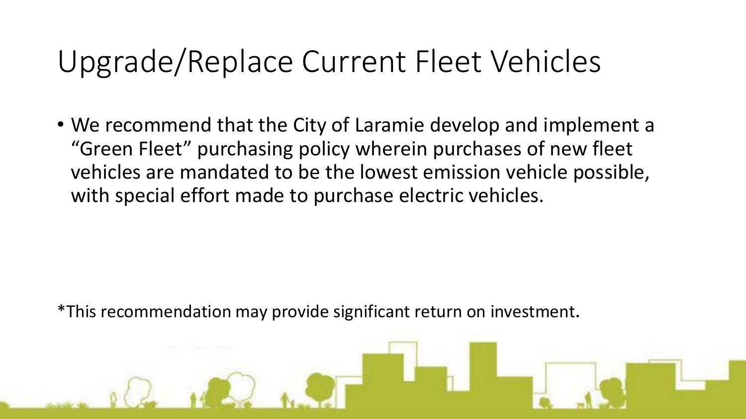# Upgrade/Replace Current Fleet Vehicles

- We recommend that the City of Laramie develop and implement a "Green Fleet" purchasing policy wherein purchases of new fleet vehicles are mandated to be the lowest emission vehicle possible, with special effort made to purchase electric vehicles.

*This recommendation may provide significant return on investment.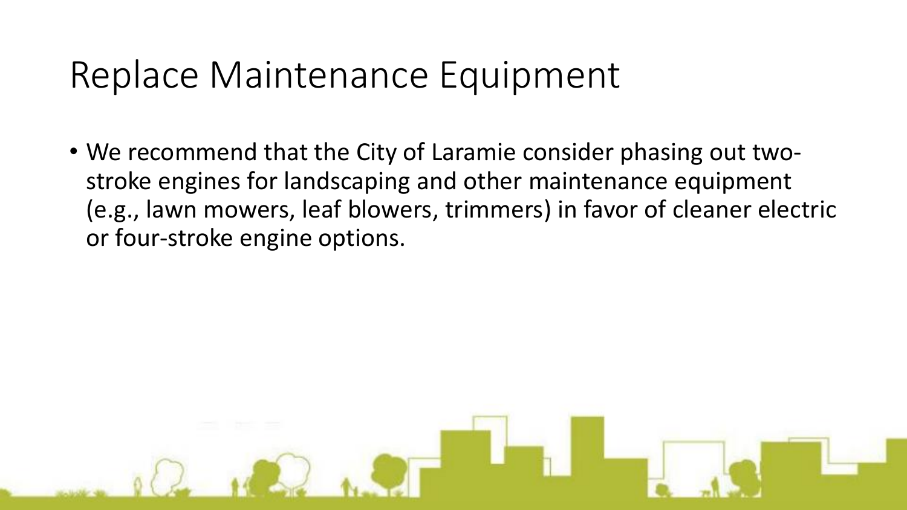# Replace Maintenance Equipment

- We recommend that the City of Laramie consider phasing out two-stroke engines for landscaping and other maintenance equipment (e.g., lawn mowers, leaf blowers, trimmers) in favor of cleaner electric or four-stroke engine options.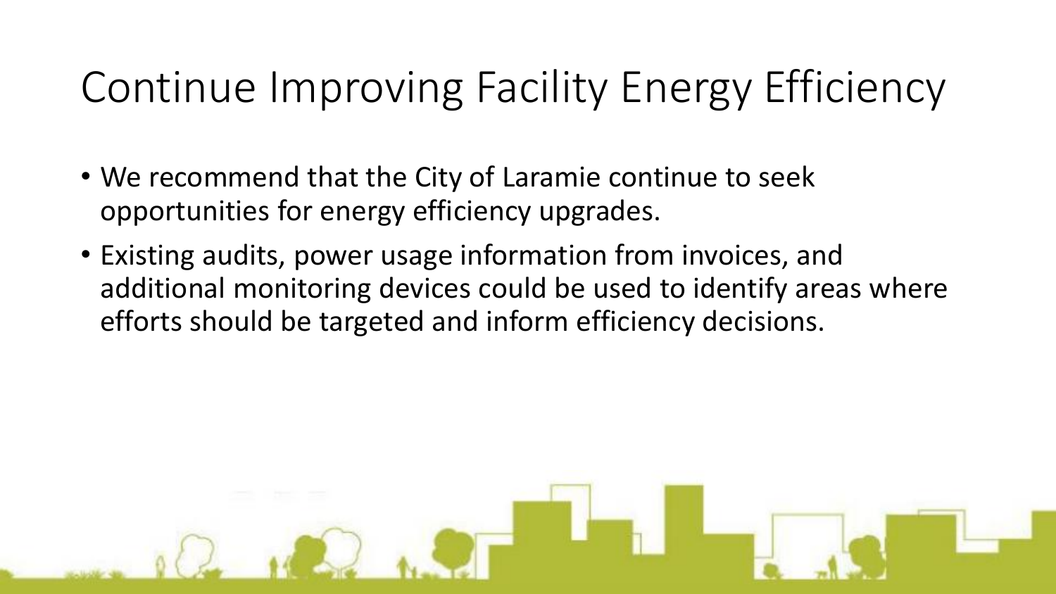# Continue Improving Facility Energy Efficiency

- We recommend that the City of Laramie continue to seek opportunities for energy efficiency upgrades.
- Existing audits, power usage information from invoices, and additional monitoring devices could be used to identify areas where efforts should be targeted and inform efficiency decisions.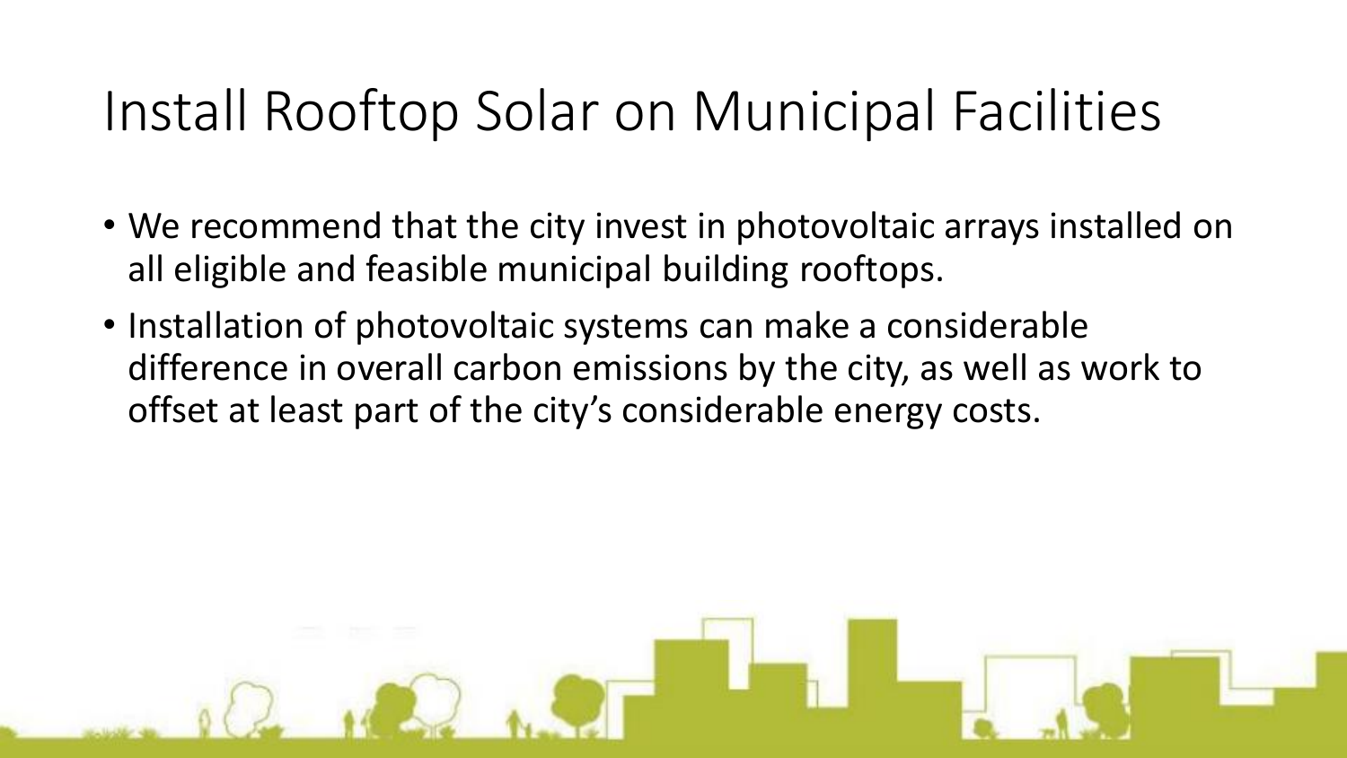# Install Rooftop Solar on Municipal Facilities

- We recommend that the city invest in photovoltaic arrays installed on all eligible and feasible municipal building rooftops.
- Installation of photovoltaic systems can make a considerable difference in overall carbon emissions by the city, as well as work to offset at least part of the city's considerable energy costs.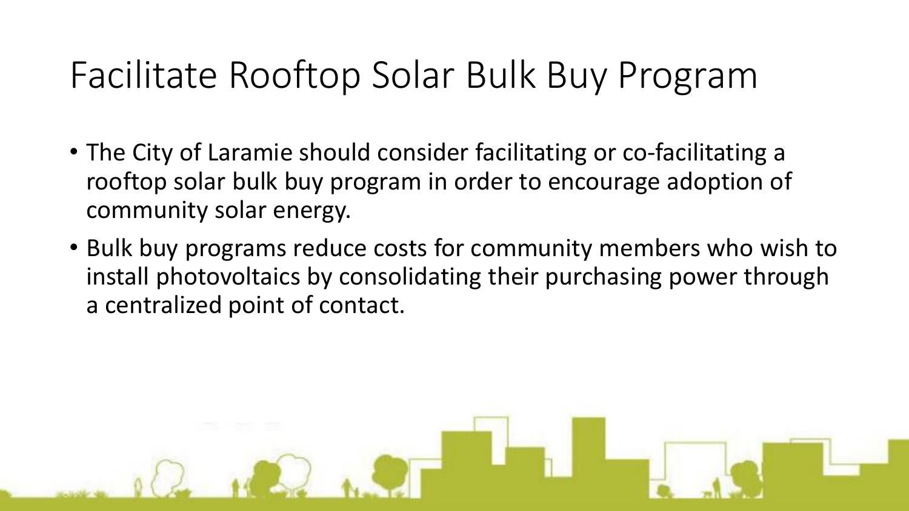# Facilitate Rooftop Solar Bulk Buy Program

- The City of Laramie should consider facilitating or co-facilitating a rooftop solar bulk buy program in order to encourage adoption of community solar energy.
- Bulk buy programs reduce costs for community members who wish to install photovoltaics by consolidating their purchasing power through a centralized point of contact.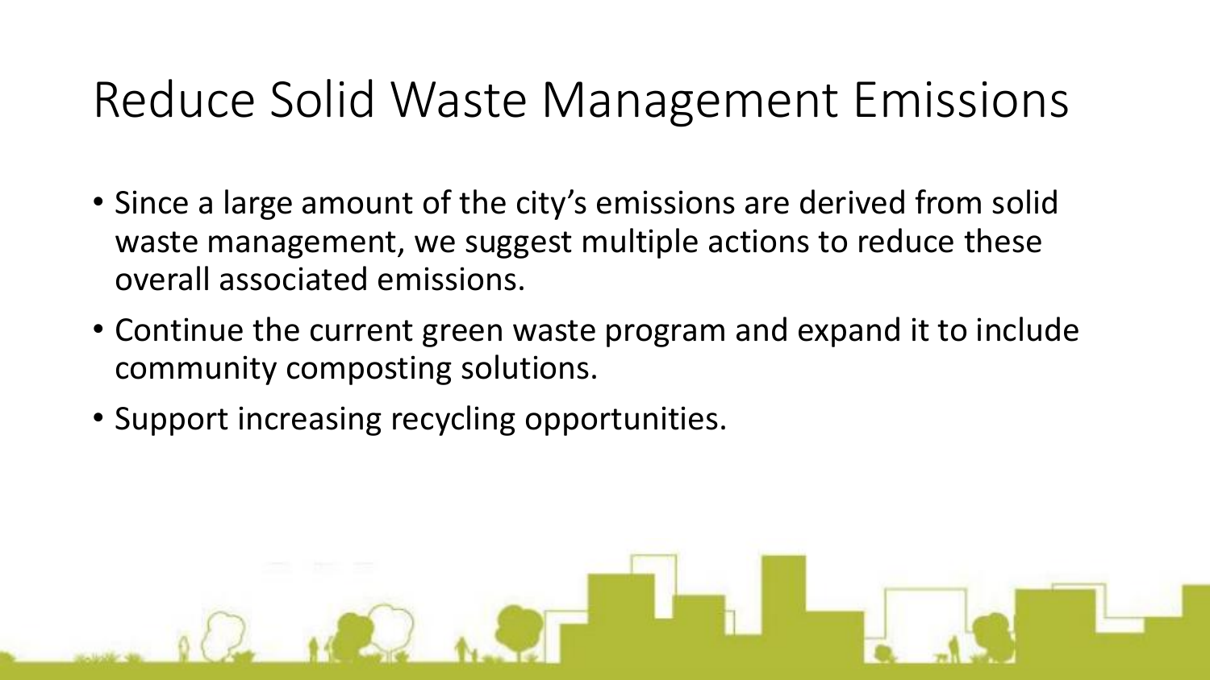# Reduce Solid Waste Management Emissions

- Since a large amount of the city's emissions are derived from solid waste management, we suggest multiple actions to reduce these overall associated emissions.
- Continue the current green waste program and expand it to include community composting solutions.
- Support increasing recycling opportunities.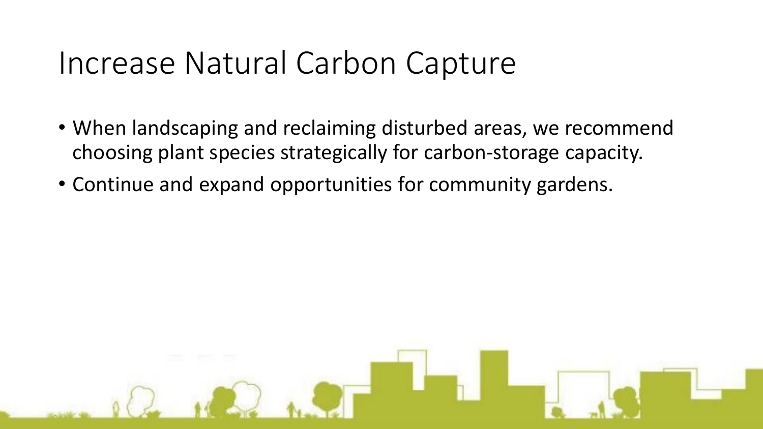# Increase Natural Carbon Capture

- When landscaping and reclaiming disturbed areas, we recommend choosing plant species strategically for carbon-storage capacity.
- Continue and expand opportunities for community gardens.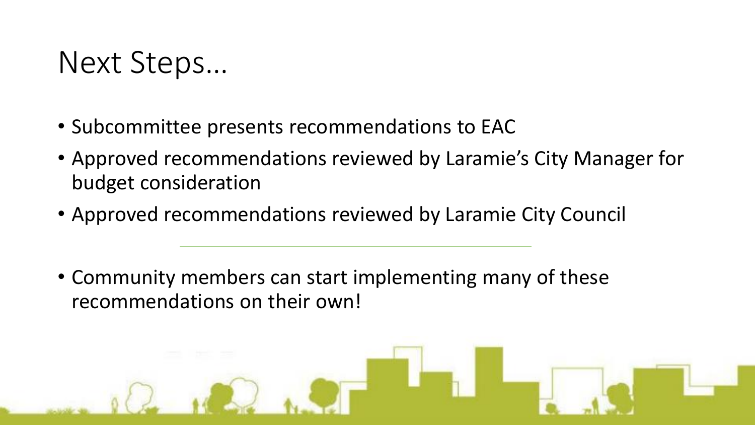# Next Steps…

- Subcommittee presents recommendations to EAC
- Approved recommendations reviewed by Laramie's City Manager for budget consideration
- Approved recommendations reviewed by Laramie City Council

---

- Community members can start implementing many of these recommendations on their own!